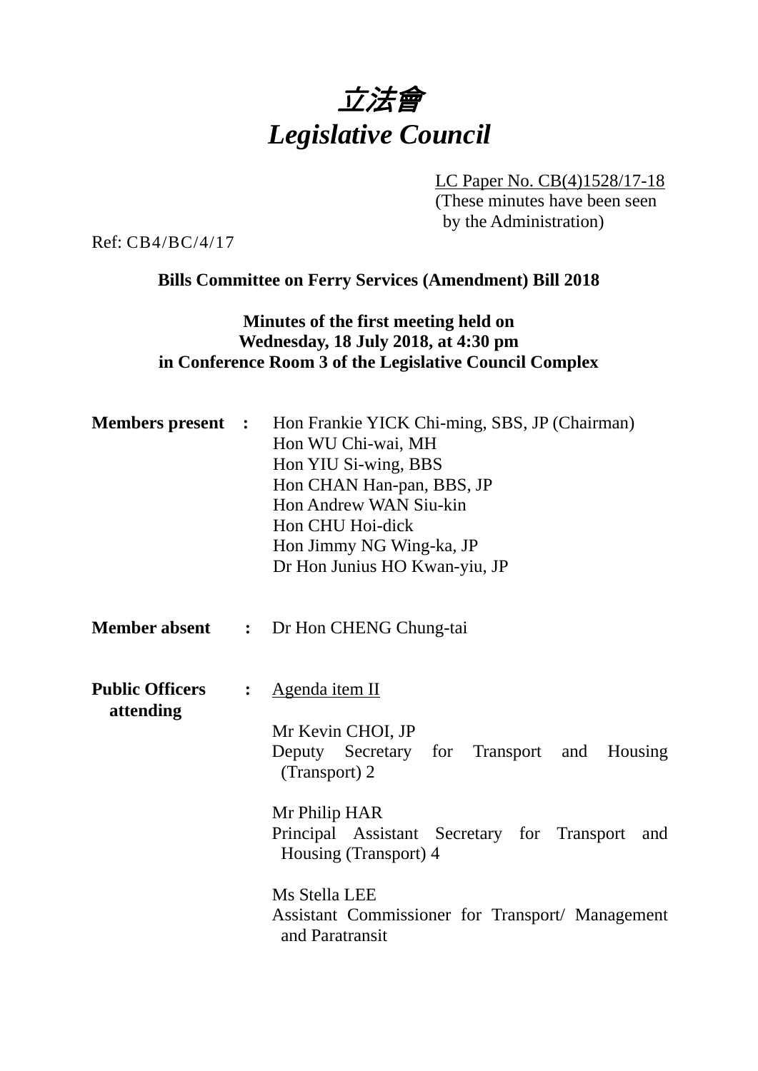# *立法會*
# *Legislative Council*

LC Paper No. CB(4)1528/17-18
(These minutes have been seen by the Administration)

Ref: CB4/BC/4/17

**Bills Committee on Ferry Services (Amendment) Bill 2018**

**Minutes of the first meeting held on Wednesday, 18 July 2018, at 4:30 pm in Conference Room 3 of the Legislative Council Complex**

**Members present :**
Hon Frankie YICK Chi-ming, SBS, JP (Chairman)
Hon WU Chi-wai, MH
Hon YIU Si-wing, BBS
Hon CHAN Han-pan, BBS, JP
Hon Andrew WAN Siu-kin
Hon CHU Hoi-dick
Hon Jimmy NG Wing-ka, JP
Dr Hon Junius HO Kwan-yiu, JP

**Member absent :** Dr Hon CHENG Chung-tai

**Public Officers attending :**
Agenda item II

Mr Kevin CHOI, JP
Deputy Secretary for Transport and Housing (Transport) 2

Mr Philip HAR
Principal Assistant Secretary for Transport and Housing (Transport) 4

Ms Stella LEE
Assistant Commissioner for Transport/ Management and Paratransit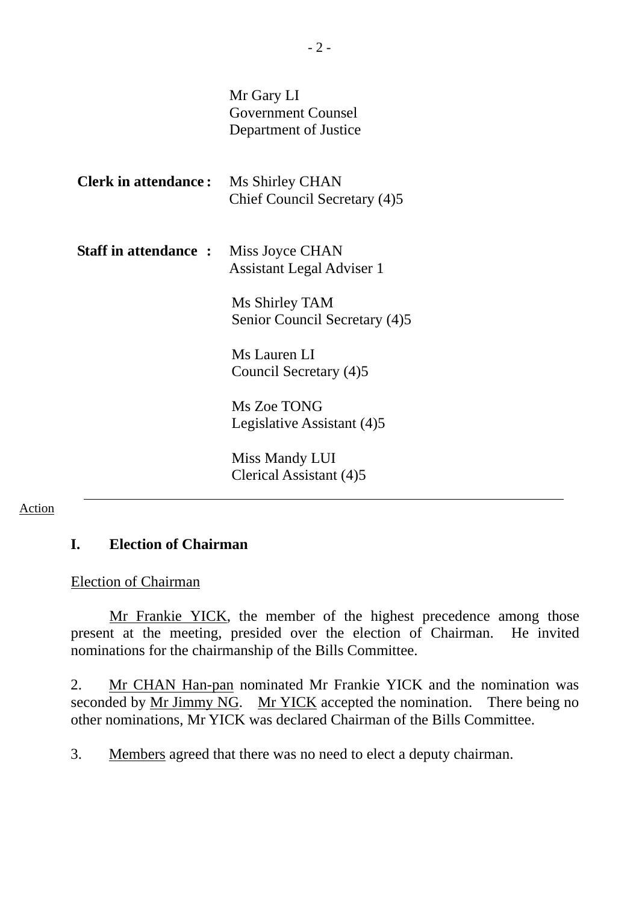| | |
|---|---|
| | Mr Gary LI<br>Government Counsel<br>Department of Justice |
| **Clerk in attendance :** | Ms Shirley CHAN<br>Chief Council Secretary (4)5 |
| **Staff in attendance :** | Miss Joyce CHAN<br>Assistant Legal Adviser 1 |
| | Ms Shirley TAM<br>Senior Council Secretary (4)5 |
| | Ms Lauren LI<br>Council Secretary (4)5 |
| | Ms Zoe TONG<br>Legislative Assistant (4)5 |
| | Miss Mandy LUI<br>Clerical Assistant (4)5 |

---

Action

## I. Election of Chairman

Election of Chairman

Mr Frankie YICK, the member of the highest precedence among those present at the meeting, presided over the election of Chairman. He invited nominations for the chairmanship of the Bills Committee.

2. Mr CHAN Han-pan nominated Mr Frankie YICK and the nomination was seconded by Mr Jimmy NG. Mr YICK accepted the nomination. There being no other nominations, Mr YICK was declared Chairman of the Bills Committee.

3. Members agreed that there was no need to elect a deputy chairman.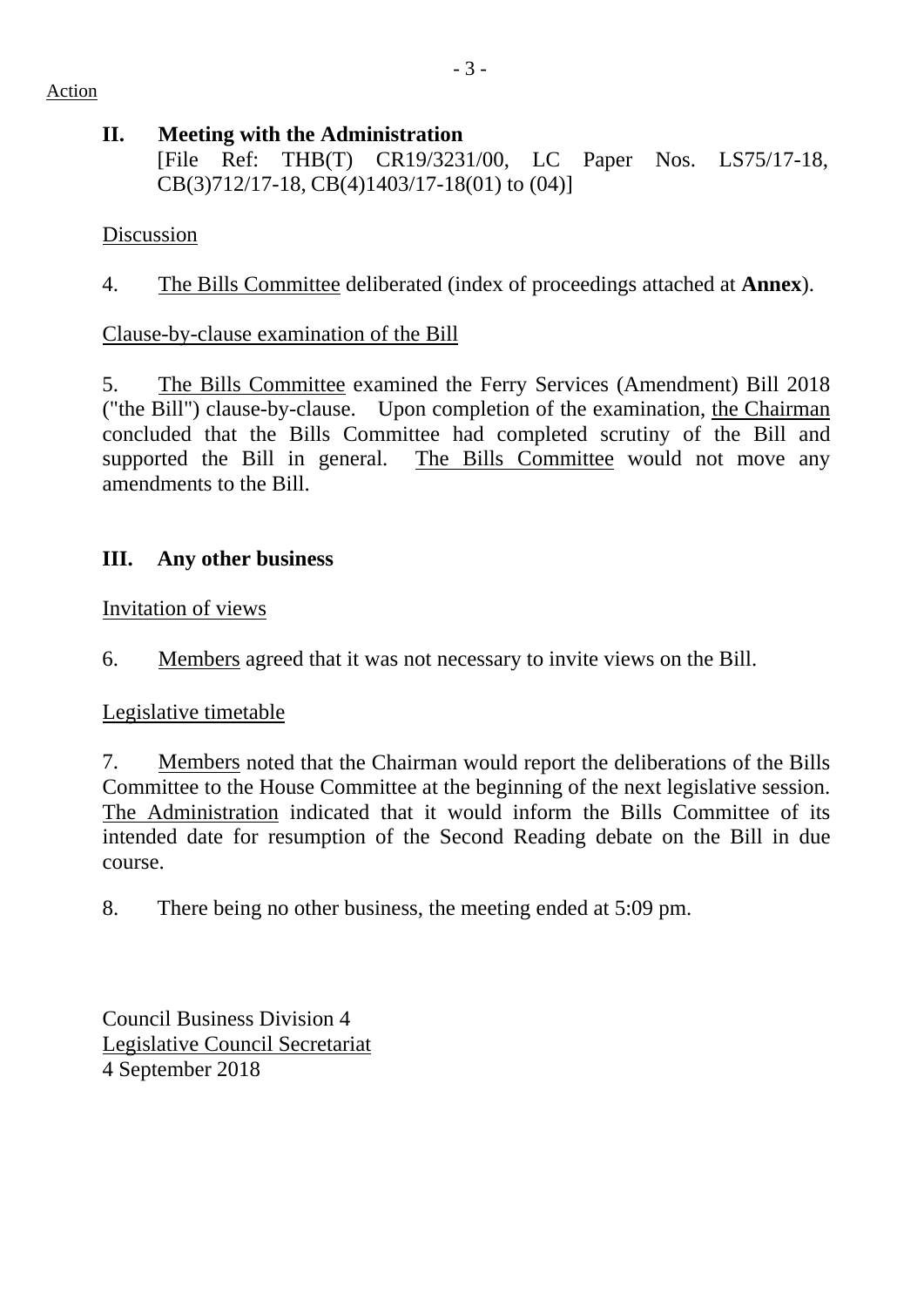Action

## II. Meeting with the Administration

[File Ref: THB(T) CR19/3231/00, LC Paper Nos. LS75/17-18, CB(3)712/17-18, CB(4)1403/17-18(01) to (04)]

Discussion

4. The Bills Committee deliberated (index of proceedings attached at **Annex**).

Clause-by-clause examination of the Bill

5. The Bills Committee examined the Ferry Services (Amendment) Bill 2018 ("the Bill") clause-by-clause. Upon completion of the examination, the Chairman concluded that the Bills Committee had completed scrutiny of the Bill and supported the Bill in general. The Bills Committee would not move any amendments to the Bill.

## III. Any other business

Invitation of views

6. Members agreed that it was not necessary to invite views on the Bill.

Legislative timetable

7. Members noted that the Chairman would report the deliberations of the Bills Committee to the House Committee at the beginning of the next legislative session. The Administration indicated that it would inform the Bills Committee of its intended date for resumption of the Second Reading debate on the Bill in due course.

8. There being no other business, the meeting ended at 5:09 pm.

Council Business Division 4
Legislative Council Secretariat
4 September 2018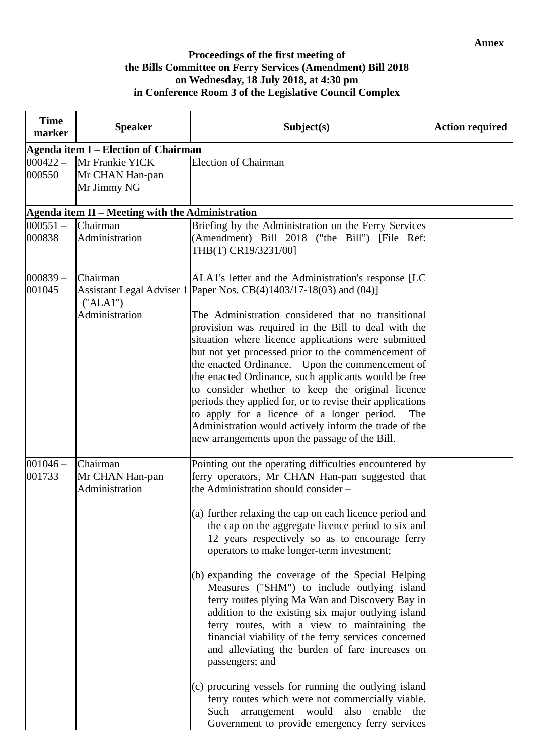**Annex**

**Proceedings of the first meeting of**
**the Bills Committee on Ferry Services (Amendment) Bill 2018**
**on Wednesday, 18 July 2018, at 4:30 pm**
**in Conference Room 3 of the Legislative Council Complex**

| Time marker | Speaker | Subject(s) | Action required |
|---|---|---|---|
| **Agenda item I – Election of Chairman** | | | |
| 000422 – 000550 | Mr Frankie YICK<br>Mr CHAN Han-pan<br>Mr Jimmy NG | Election of Chairman | |
| **Agenda item II – Meeting with the Administration** | | | |
| 000551 – 000838 | Chairman<br>Administration | Briefing by the Administration on the Ferry Services (Amendment) Bill 2018 ("the Bill") [File Ref: THB(T) CR19/3231/00] | |
| 000839 – 001045 | Chairman<br>Assistant Legal Adviser 1 ("ALA1")<br>Administration | ALA1's letter and the Administration's response [LC Paper Nos. CB(4)1403/17-18(03) and (04)]<br><br>The Administration considered that no transitional provision was required in the Bill to deal with the situation where licence applications were submitted but not yet processed prior to the commencement of the enacted Ordinance. Upon the commencement of the enacted Ordinance, such applicants would be free to consider whether to keep the original licence periods they applied for, or to revise their applications to apply for a licence of a longer period. The Administration would actively inform the trade of the new arrangements upon the passage of the Bill. | |
| 001046 – 001733 | Chairman<br>Mr CHAN Han-pan<br>Administration | Pointing out the operating difficulties encountered by ferry operators, Mr CHAN Han-pan suggested that the Administration should consider –<br><br>(a) further relaxing the cap on each licence period and the cap on the aggregate licence period to six and 12 years respectively so as to encourage ferry operators to make longer-term investment;<br><br>(b) expanding the coverage of the Special Helping Measures ("SHM") to include outlying island ferry routes plying Ma Wan and Discovery Bay in addition to the existing six major outlying island ferry routes, with a view to maintaining the financial viability of the ferry services concerned and alleviating the burden of fare increases on passengers; and<br><br>(c) procuring vessels for running the outlying island ferry routes which were not commercially viable. Such arrangement would also enable the Government to provide emergency ferry services | |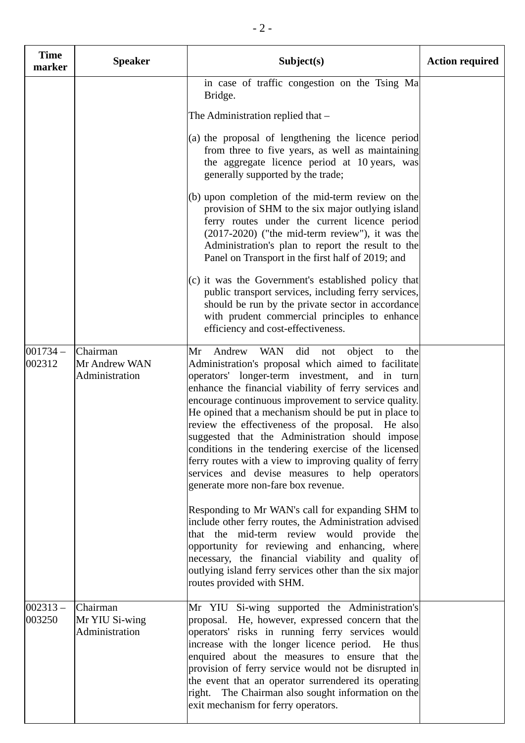| Time marker | Speaker | Subject(s) | Action required |
|---|---|---|---|
| | | in case of traffic congestion on the Tsing Ma Bridge.<br><br>The Administration replied that –<br><br>(a) the proposal of lengthening the licence period from three to five years, as well as maintaining the aggregate licence period at 10 years, was generally supported by the trade;<br><br>(b) upon completion of the mid-term review on the provision of SHM to the six major outlying island ferry routes under the current licence period (2017-2020) ("the mid-term review"), it was the Administration's plan to report the result to the Panel on Transport in the first half of 2019; and<br><br>(c) it was the Government's established policy that public transport services, including ferry services, should be run by the private sector in accordance with prudent commercial principles to enhance efficiency and cost-effectiveness. | |
| 001734 – 002312 | Chairman<br>Mr Andrew WAN<br>Administration | Mr Andrew WAN did not object to the Administration's proposal which aimed to facilitate operators' longer-term investment, and in turn enhance the financial viability of ferry services and encourage continuous improvement to service quality. He opined that a mechanism should be put in place to review the effectiveness of the proposal. He also suggested that the Administration should impose conditions in the tendering exercise of the licensed ferry routes with a view to improving quality of ferry services and devise measures to help operators generate more non-fare box revenue.<br><br>Responding to Mr WAN's call for expanding SHM to include other ferry routes, the Administration advised that the mid-term review would provide the opportunity for reviewing and enhancing, where necessary, the financial viability and quality of outlying island ferry services other than the six major routes provided with SHM. | |
| 002313 – 003250 | Chairman<br>Mr YIU Si-wing<br>Administration | Mr YIU Si-wing supported the Administration's proposal. He, however, expressed concern that the operators' risks in running ferry services would increase with the longer licence period. He thus enquired about the measures to ensure that the provision of ferry service would not be disrupted in the event that an operator surrendered its operating right. The Chairman also sought information on the exit mechanism for ferry operators. | |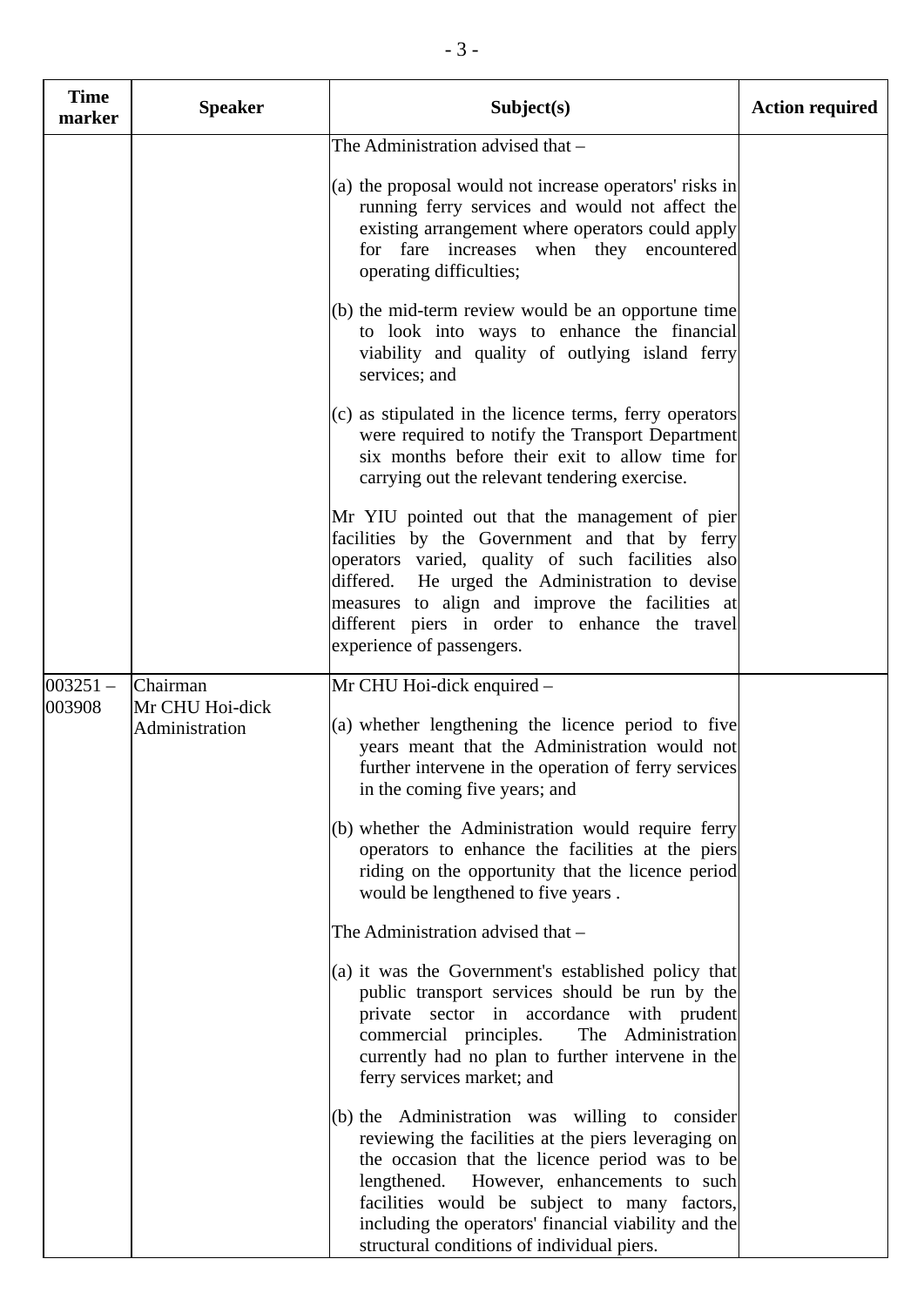| Time marker | Speaker | Subject(s) | Action required |
|---|---|---|---|
| | | The Administration advised that –<br><br>(a) the proposal would not increase operators' risks in running ferry services and would not affect the existing arrangement where operators could apply for fare increases when they encountered operating difficulties;<br><br>(b) the mid-term review would be an opportune time to look into ways to enhance the financial viability and quality of outlying island ferry services; and<br><br>(c) as stipulated in the licence terms, ferry operators were required to notify the Transport Department six months before their exit to allow time for carrying out the relevant tendering exercise.<br><br>Mr YIU pointed out that the management of pier facilities by the Government and that by ferry operators varied, quality of such facilities also differed. He urged the Administration to devise measures to align and improve the facilities at different piers in order to enhance the travel experience of passengers. | |
| 003251 – 003908 | Chairman<br>Mr CHU Hoi-dick<br>Administration | Mr CHU Hoi-dick enquired –<br><br>(a) whether lengthening the licence period to five years meant that the Administration would not further intervene in the operation of ferry services in the coming five years; and<br><br>(b) whether the Administration would require ferry operators to enhance the facilities at the piers riding on the opportunity that the licence period would be lengthened to five years .<br><br>The Administration advised that –<br><br>(a) it was the Government's established policy that public transport services should be run by the private sector in accordance with prudent commercial principles. The Administration currently had no plan to further intervene in the ferry services market; and<br><br>(b) the Administration was willing to consider reviewing the facilities at the piers leveraging on the occasion that the licence period was to be lengthened. However, enhancements to such facilities would be subject to many factors, including the operators' financial viability and the structural conditions of individual piers. | |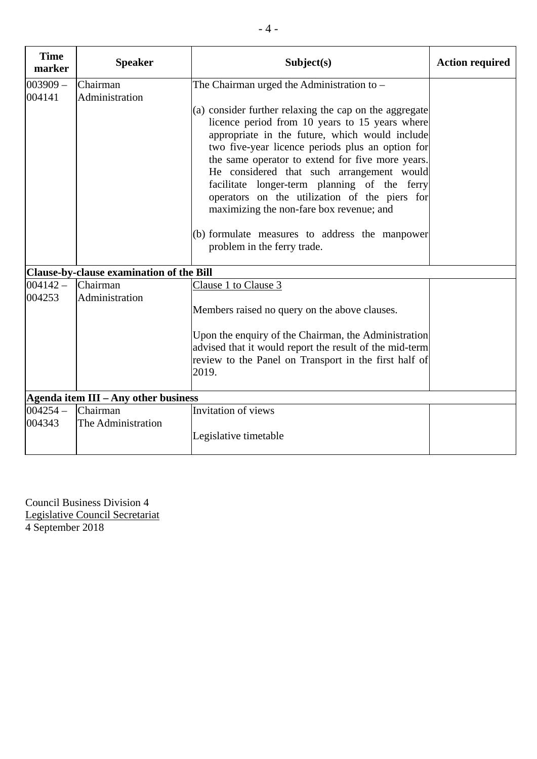| Time marker | Speaker | Subject(s) | Action required |
|---|---|---|---|
| 003909 – 004141 | Chairman<br>Administration | The Chairman urged the Administration to –<br><br>(a) consider further relaxing the cap on the aggregate licence period from 10 years to 15 years where appropriate in the future, which would include two five-year licence periods plus an option for the same operator to extend for five more years. He considered that such arrangement would facilitate longer-term planning of the ferry operators on the utilization of the piers for maximizing the non-fare box revenue; and<br><br>(b) formulate measures to address the manpower problem in the ferry trade. | |
| **Clause-by-clause examination of the Bill** | | | |
| 004142 – 004253 | Chairman<br>Administration | Clause 1 to Clause 3<br><br>Members raised no query on the above clauses.<br><br>Upon the enquiry of the Chairman, the Administration advised that it would report the result of the mid-term review to the Panel on Transport in the first half of 2019. | |
| **Agenda item III – Any other business** | | | |
| 004254 – 004343 | Chairman<br>The Administration | Invitation of views<br><br>Legislative timetable | |

Council Business Division 4
Legislative Council Secretariat
4 September 2018